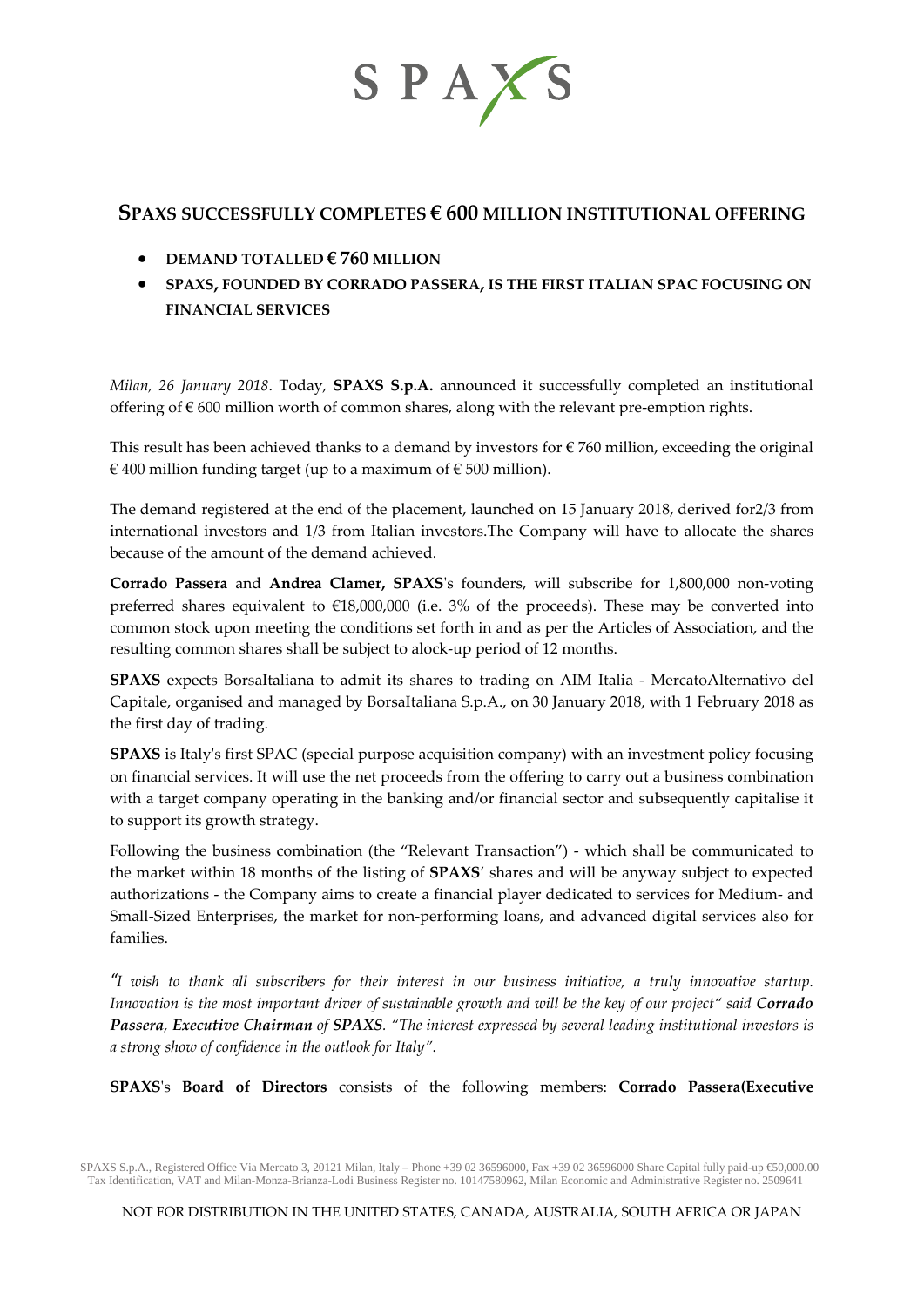SPAXS

# SPAXS SUCCESSFULLY COMPLETES € 600 MILLION INSTITUTIONAL OFFERING

- **DEMAND TOTALLED € 760 MILLION**
- **SPAXS, FOUNDED BY CORRADO PASSERA, IS THE FIRST ITALIAN SPAC FOCUSING ON FINANCIAL SERVICES**

*Milan, 26 January 2018*. Today, **SPAXS S.p.A.** announced it successfully completed an institutional offering of € 600 million worth of common shares, along with the relevant pre-emption rights.

This result has been achieved thanks to a demand by investors for € 760 million, exceeding the original € 400 million funding target (up to a maximum of € 500 million).

The demand registered at the end of the placement, launched on 15 January 2018, derived for2/3 from international investors and 1/3 from Italian investors.The Company will have to allocate the shares because of the amount of the demand achieved.

**Corrado Passera** and **Andrea Clamer, SPAXS**'s founders, will subscribe for 1,800,000 non-voting preferred shares equivalent to €18,000,000 (i.e. 3% of the proceeds). These may be converted into common stock upon meeting the conditions set forth in and as per the Articles of Association, and the resulting common shares shall be subject to alock-up period of 12 months.

**SPAXS** expects BorsaItaliana to admit its shares to trading on AIM Italia - MercatoAlternativo del Capitale, organised and managed by BorsaItaliana S.p.A., on 30 January 2018, with 1 February 2018 as the first day of trading.

**SPAXS** is Italy's first SPAC (special purpose acquisition company) with an investment policy focusing on financial services. It will use the net proceeds from the offering to carry out a business combination with a target company operating in the banking and/or financial sector and subsequently capitalise it to support its growth strategy.

Following the business combination (the "Relevant Transaction") - which shall be communicated to the market within 18 months of the listing of **SPAXS**' shares and will be anyway subject to expected authorizations - the Company aims to create a financial player dedicated to services for Medium- and Small-Sized Enterprises, the market for non-performing loans, and advanced digital services also for families.

*"I wish to thank all subscribers for their interest in our business initiative, a truly innovative startup. Innovation is the most important driver of sustainable growth and will be the key of our project" said* ***Corrado Passera****,* ***Executive Chairman*** *of* ***SPAXS****. "The interest expressed by several leading institutional investors is a strong show of confidence in the outlook for Italy".*

**SPAXS**'s **Board of Directors** consists of the following members: **Corrado Passera(Executive**

SPAXS S.p.A., Registered Office Via Mercato 3, 20121 Milan, Italy – Phone +39 02 36596000, Fax +39 02 36596000 Share Capital fully paid-up €50,000.00 Tax Identification, VAT and Milan-Monza-Brianza-Lodi Business Register no. 10147580962, Milan Economic and Administrative Register no. 2509641

NOT FOR DISTRIBUTION IN THE UNITED STATES, CANADA, AUSTRALIA, SOUTH AFRICA OR JAPAN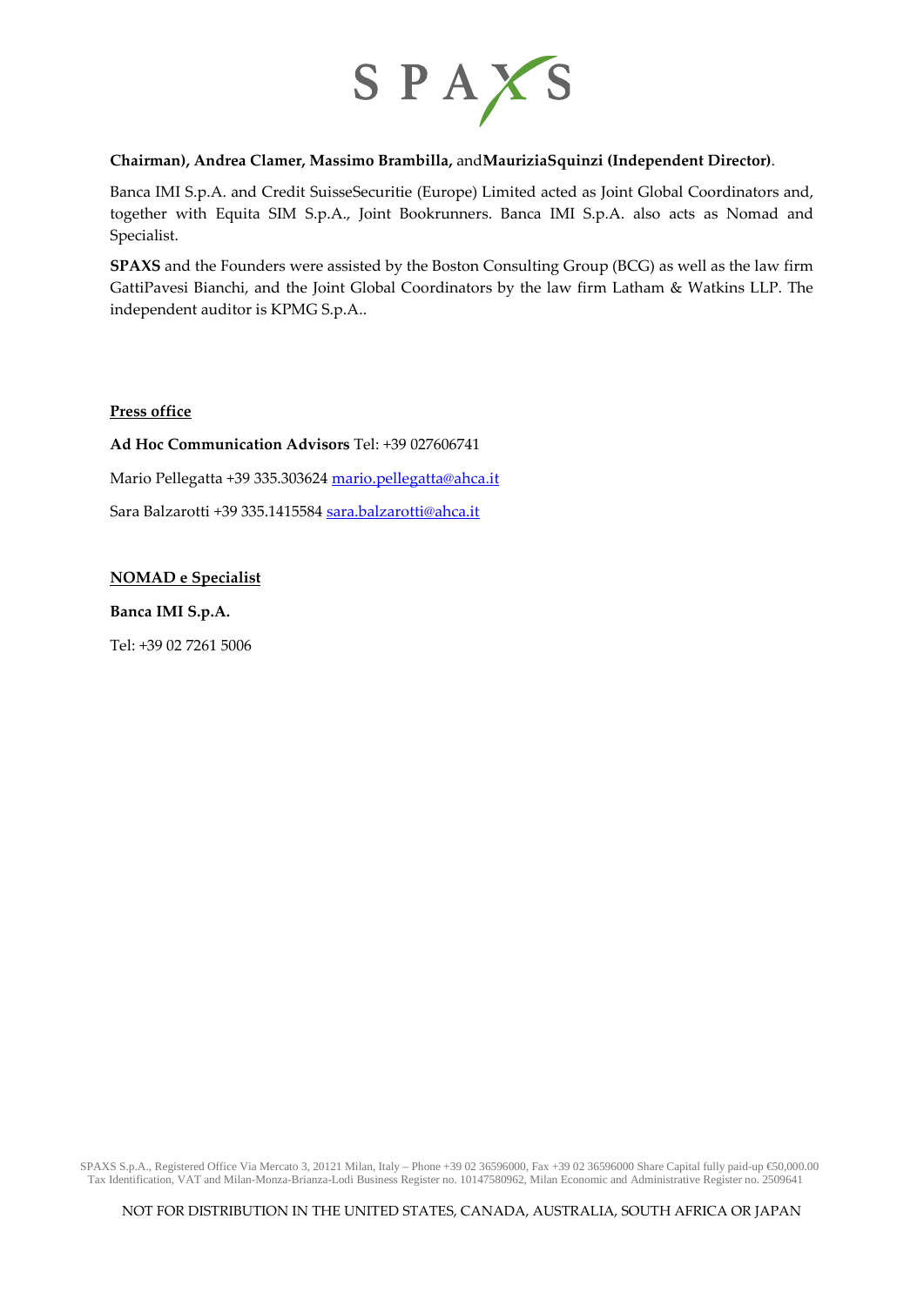**Chairman), Andrea Clamer, Massimo Brambilla,** and**MauriziaSquinzi (Independent Director)**.

Banca IMI S.p.A. and Credit SuisseSecuritie (Europe) Limited acted as Joint Global Coordinators and, together with Equita SIM S.p.A., Joint Bookrunners. Banca IMI S.p.A. also acts as Nomad and Specialist.

**SPAXS** and the Founders were assisted by the Boston Consulting Group (BCG) as well as the law firm GattiPavesi Bianchi, and the Joint Global Coordinators by the law firm Latham & Watkins LLP. The independent auditor is KPMG S.p.A..

**Press office**

**Ad Hoc Communication Advisors** Tel: +39 027606741

Mario Pellegatta +39 335.303624 mario.pellegatta@ahca.it

Sara Balzarotti +39 335.1415584 sara.balzarotti@ahca.it

**NOMAD e Specialist**

**Banca IMI S.p.A.**

Tel: +39 02 7261 5006

SPAXS S.p.A., Registered Office Via Mercato 3, 20121 Milan, Italy – Phone +39 02 36596000, Fax +39 02 36596000 Share Capital fully paid-up €50,000.00
Tax Identification, VAT and Milan-Monza-Brianza-Lodi Business Register no. 10147580962, Milan Economic and Administrative Register no. 2509641

NOT FOR DISTRIBUTION IN THE UNITED STATES, CANADA, AUSTRALIA, SOUTH AFRICA OR JAPAN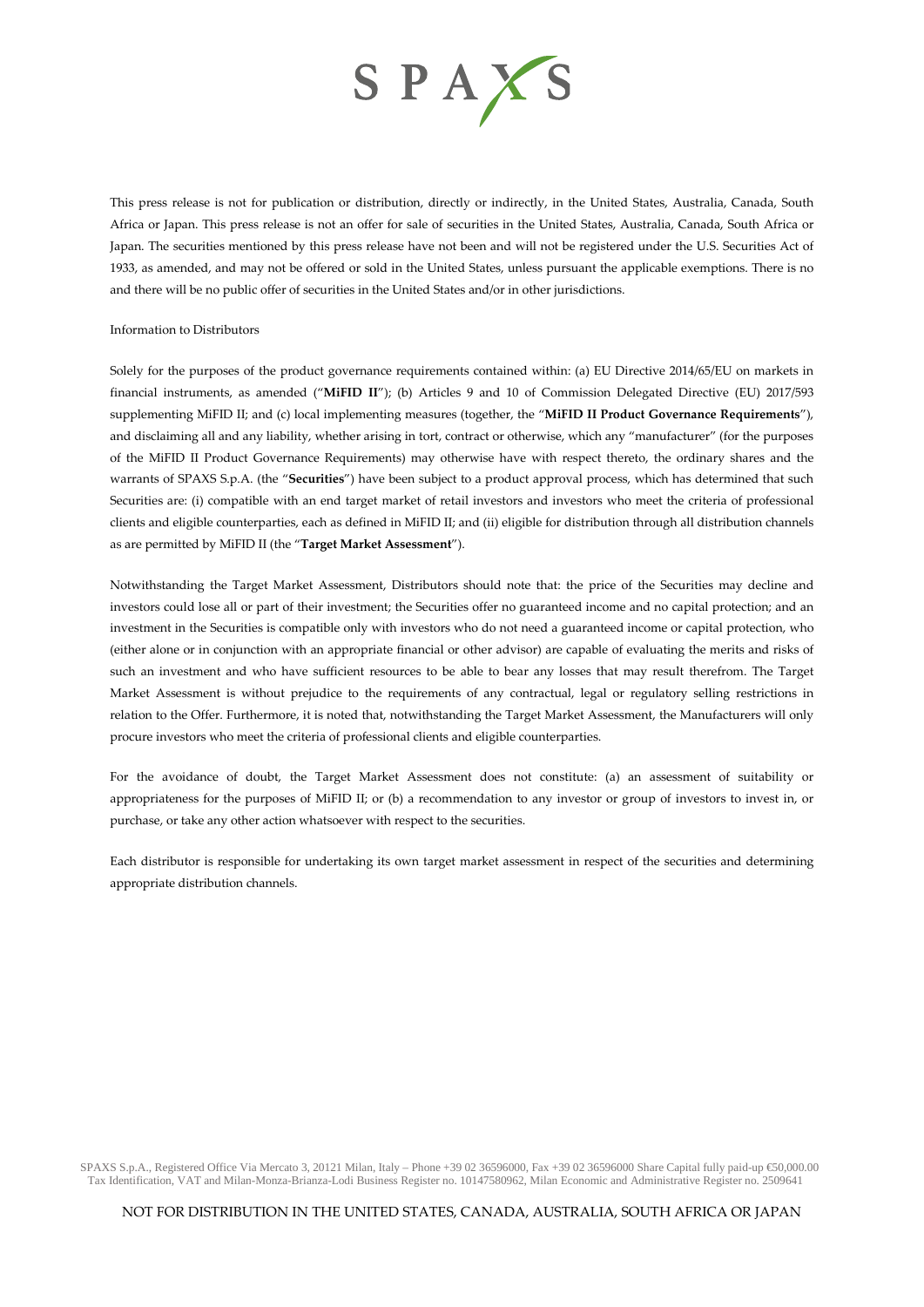This press release is not for publication or distribution, directly or indirectly, in the United States, Australia, Canada, South Africa or Japan. This press release is not an offer for sale of securities in the United States, Australia, Canada, South Africa or Japan. The securities mentioned by this press release have not been and will not be registered under the U.S. Securities Act of 1933, as amended, and may not be offered or sold in the United States, unless pursuant the applicable exemptions. There is no and there will be no public offer of securities in the United States and/or in other jurisdictions.

Information to Distributors

Solely for the purposes of the product governance requirements contained within: (a) EU Directive 2014/65/EU on markets in financial instruments, as amended ("**MiFID II**"); (b) Articles 9 and 10 of Commission Delegated Directive (EU) 2017/593 supplementing MiFID II; and (c) local implementing measures (together, the "**MiFID II Product Governance Requirements**"), and disclaiming all and any liability, whether arising in tort, contract or otherwise, which any "manufacturer" (for the purposes of the MiFID II Product Governance Requirements) may otherwise have with respect thereto, the ordinary shares and the warrants of SPAXS S.p.A. (the "**Securities**") have been subject to a product approval process, which has determined that such Securities are: (i) compatible with an end target market of retail investors and investors who meet the criteria of professional clients and eligible counterparties, each as defined in MiFID II; and (ii) eligible for distribution through all distribution channels as are permitted by MiFID II (the "**Target Market Assessment**").

Notwithstanding the Target Market Assessment, Distributors should note that: the price of the Securities may decline and investors could lose all or part of their investment; the Securities offer no guaranteed income and no capital protection; and an investment in the Securities is compatible only with investors who do not need a guaranteed income or capital protection, who (either alone or in conjunction with an appropriate financial or other advisor) are capable of evaluating the merits and risks of such an investment and who have sufficient resources to be able to bear any losses that may result therefrom. The Target Market Assessment is without prejudice to the requirements of any contractual, legal or regulatory selling restrictions in relation to the Offer. Furthermore, it is noted that, notwithstanding the Target Market Assessment, the Manufacturers will only procure investors who meet the criteria of professional clients and eligible counterparties.

For the avoidance of doubt, the Target Market Assessment does not constitute: (a) an assessment of suitability or appropriateness for the purposes of MiFID II; or (b) a recommendation to any investor or group of investors to invest in, or purchase, or take any other action whatsoever with respect to the securities.

Each distributor is responsible for undertaking its own target market assessment in respect of the securities and determining appropriate distribution channels.